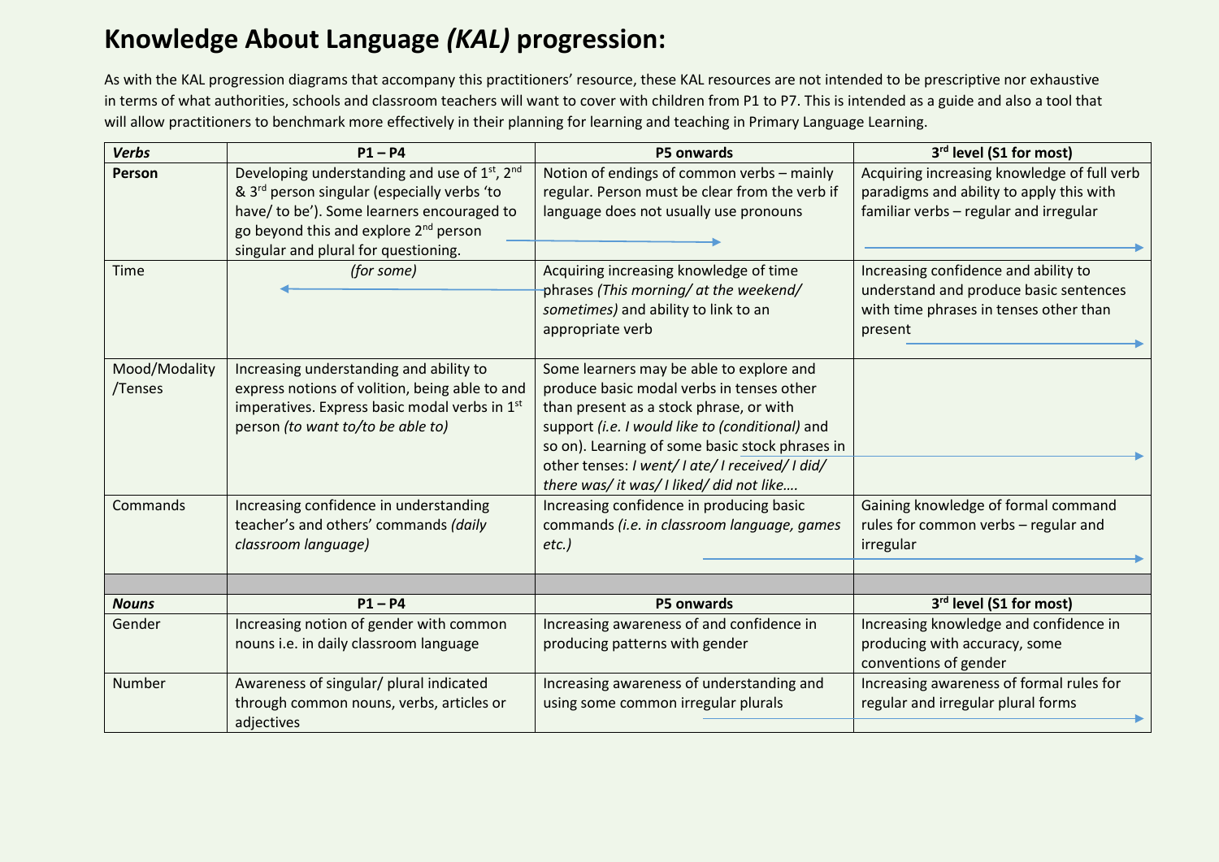# Knowledge About Language *(KAL)* progression:

As with the KAL progression diagrams that accompany this practitioners' resource, these KAL resources are not intended to be prescriptive nor exhaustive in terms of what authorities, schools and classroom teachers will want to cover with children from P1 to P7. This is intended as a guide and also a tool that will allow practitioners to benchmark more effectively in their planning for learning and teaching in Primary Language Learning.

| ***Verbs*** | **P1 – P4** | **P5 onwards** | **3rd level (S1 for most)** |
|---|---|---|---|
| **Person** | Developing understanding and use of 1st, 2nd & 3rd person singular (especially verbs 'to have/ to be'). Some learners encouraged to go beyond this and explore 2nd person singular and plural for questioning. | Notion of endings of common verbs – mainly regular. Person must be clear from the verb if language does not usually use pronouns | Acquiring increasing knowledge of full verb paradigms and ability to apply this with familiar verbs – regular and irregular |
| Time | *(for some)* | Acquiring increasing knowledge of time phrases *(This morning/ at the weekend/ sometimes)* and ability to link to an appropriate verb | Increasing confidence and ability to understand and produce basic sentences with time phrases in tenses other than present |
| Mood/Modality /Tenses | Increasing understanding and ability to express notions of volition, being able to and imperatives. Express basic modal verbs in 1st person *(to want to/to be able to)* | Some learners may be able to explore and produce basic modal verbs in tenses other than present as a stock phrase, or with support *(i.e. I would like to (conditional)* and so on). Learning of some basic stock phrases in other tenses: *I went/ I ate/ I received/ I did/ there was/ it was/ I liked/ did not like….* | |
| Commands | Increasing confidence in understanding teacher's and others' commands *(daily classroom language)* | Increasing confidence in producing basic commands *(i.e. in classroom language, games etc.)* | Gaining knowledge of formal command rules for common verbs – regular and irregular |
| | | | |
| ***Nouns*** | **P1 – P4** | **P5 onwards** | **3rd level (S1 for most)** |
| Gender | Increasing notion of gender with common nouns i.e. in daily classroom language | Increasing awareness of and confidence in producing patterns with gender | Increasing knowledge and confidence in producing with accuracy, some conventions of gender |
| Number | Awareness of singular/ plural indicated through common nouns, verbs, articles or adjectives | Increasing awareness of understanding and using some common irregular plurals | Increasing awareness of formal rules for regular and irregular plural forms |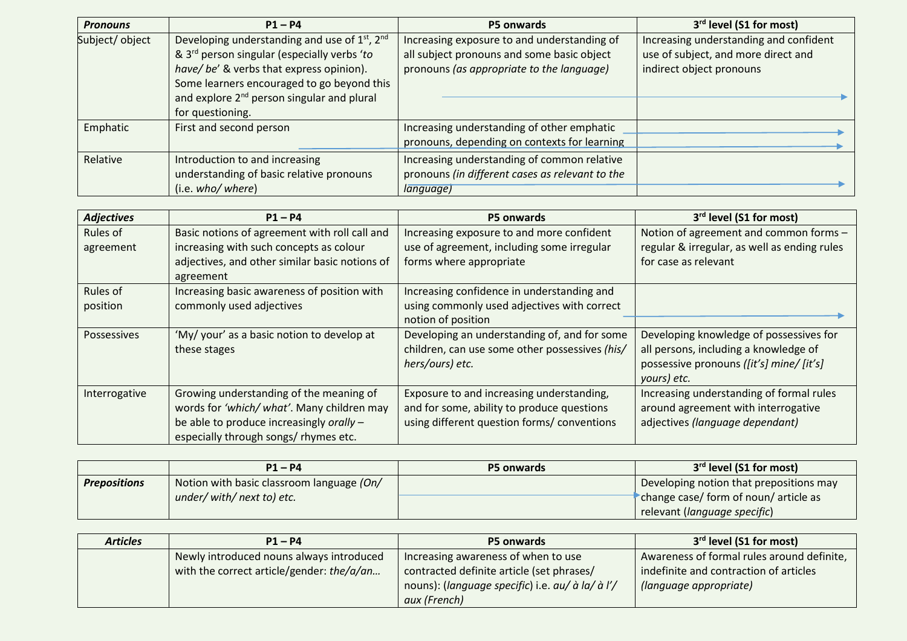| ***Pronouns*** | **P1 – P4** | **P5 onwards** | **3rd level (S1 for most)** |
|---|---|---|---|
| Subject/ object | Developing understanding and use of 1st, 2nd & 3rd person singular (especially verbs '*to have/ be*' & verbs that express opinion). Some learners encouraged to go beyond this and explore 2nd person singular and plural for questioning. | Increasing exposure to and understanding of all subject pronouns and some basic object pronouns *(as appropriate to the language)* | Increasing understanding and confident use of subject, and more direct and indirect object pronouns |
| Emphatic | First and second person | Increasing understanding of other emphatic pronouns, depending on contexts for learning | |
| Relative | Introduction to and increasing understanding of basic relative pronouns (i.e. *who/ where*) | Increasing understanding of common relative pronouns *(in different cases as relevant to the language)* | |

| ***Adjectives*** | **P1 – P4** | **P5 onwards** | **3rd level (S1 for most)** |
|---|---|---|---|
| Rules of agreement | Basic notions of agreement with roll call and increasing with such concepts as colour adjectives, and other similar basic notions of agreement | Increasing exposure to and more confident use of agreement, including some irregular forms where appropriate | Notion of agreement and common forms – regular & irregular, as well as ending rules for case as relevant |
| Rules of position | Increasing basic awareness of position with commonly used adjectives | Increasing confidence in understanding and using commonly used adjectives with correct notion of position | |
| Possessives | 'My/ your' as a basic notion to develop at these stages | Developing an understanding of, and for some children, can use some other possessives *(his/ hers/ours) etc.* | Developing knowledge of possessives for all persons, including a knowledge of possessive pronouns *([it's] mine/ [it's] yours) etc.* |
| Interrogative | Growing understanding of the meaning of words for *'which/ what'*. Many children may be able to produce increasingly *orally* – especially through songs/ rhymes etc. | Exposure to and increasing understanding, and for some, ability to produce questions using different question forms/ conventions | Increasing understanding of formal rules around agreement with interrogative adjectives *(language dependant)* |

| | **P1 – P4** | **P5 onwards** | **3rd level (S1 for most)** |
|---|---|---|---|
| ***Prepositions*** | Notion with basic classroom language *(On/ under/ with/ next to) etc.* | | Developing notion that prepositions may change case/ form of noun/ article as relevant (*language specific*) |

| ***Articles*** | **P1 – P4** | **P5 onwards** | **3rd level (S1 for most)** |
|---|---|---|---|
| | Newly introduced nouns always introduced with the correct article/gender: *the/a/an…* | Increasing awareness of when to use contracted definite article (set phrases/ nouns): (*language specific*) i.e. *au/ à la/ à l'/ aux (French)* | Awareness of formal rules around definite, indefinite and contraction of articles *(language appropriate)* |